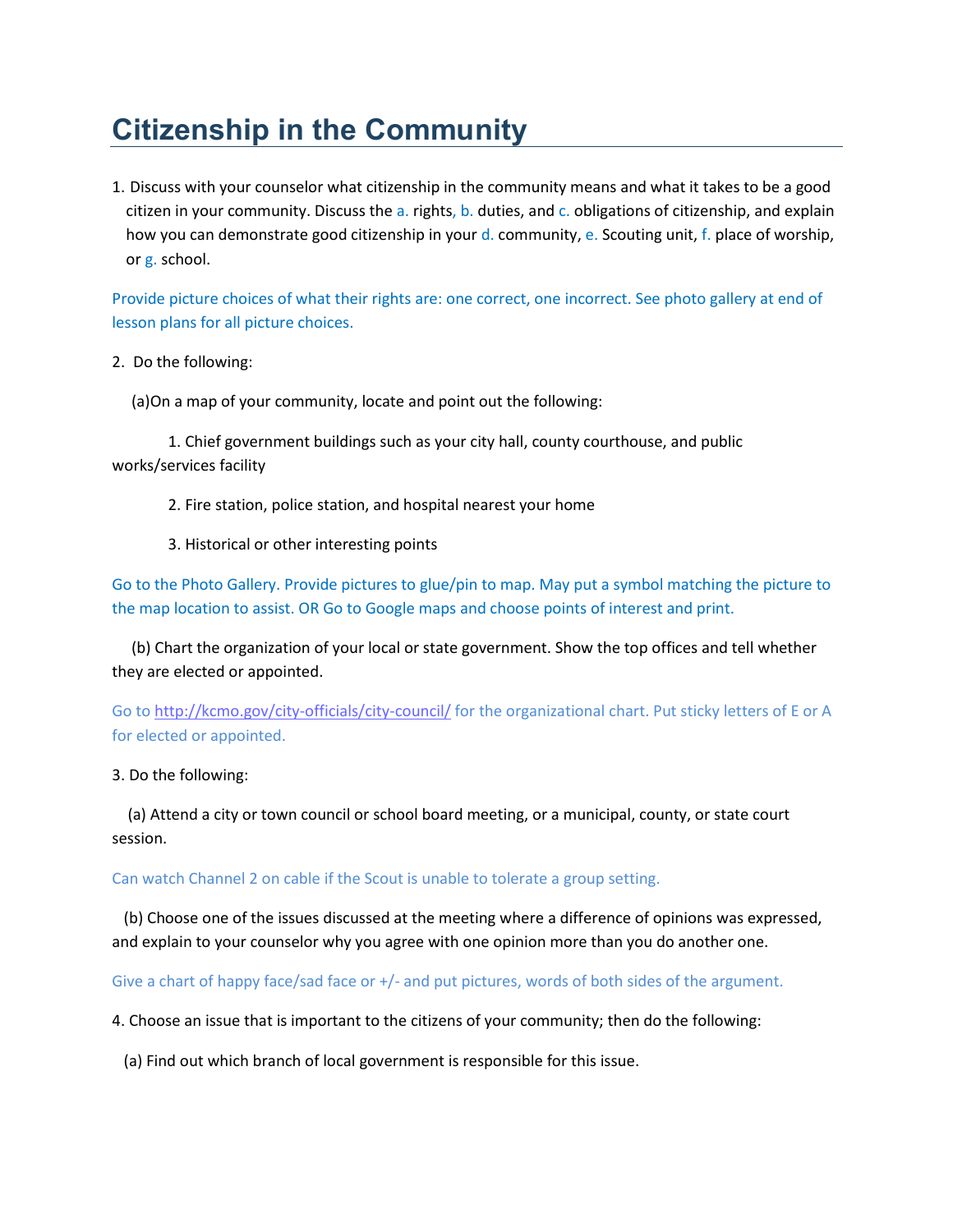# Citizenship in the Community

1. Discuss with your counselor what citizenship in the community means and what it takes to be a good citizen in your community. Discuss the a. rights, b. duties, and c. obligations of citizenship, and explain how you can demonstrate good citizenship in your d. community, e. Scouting unit, f. place of worship, or g. school.

Provide picture choices of what their rights are: one correct, one incorrect. See photo gallery at end of lesson plans for all picture choices.

2. Do the following:

(a)On a map of your community, locate and point out the following:

1. Chief government buildings such as your city hall, county courthouse, and public works/services facility

2. Fire station, police station, and hospital nearest your home

3. Historical or other interesting points

Go to the Photo Gallery. Provide pictures to glue/pin to map. May put a symbol matching the picture to the map location to assist. OR Go to Google maps and choose points of interest and print.

(b) Chart the organization of your local or state government. Show the top offices and tell whether they are elected or appointed.

Go to http://kcmo.gov/city-officials/city-council/ for the organizational chart. Put sticky letters of E or A for elected or appointed.

3. Do the following:

(a) Attend a city or town council or school board meeting, or a municipal, county, or state court session.

Can watch Channel 2 on cable if the Scout is unable to tolerate a group setting.

(b) Choose one of the issues discussed at the meeting where a difference of opinions was expressed, and explain to your counselor why you agree with one opinion more than you do another one.

Give a chart of happy face/sad face or +/- and put pictures, words of both sides of the argument.

4. Choose an issue that is important to the citizens of your community; then do the following:

(a) Find out which branch of local government is responsible for this issue.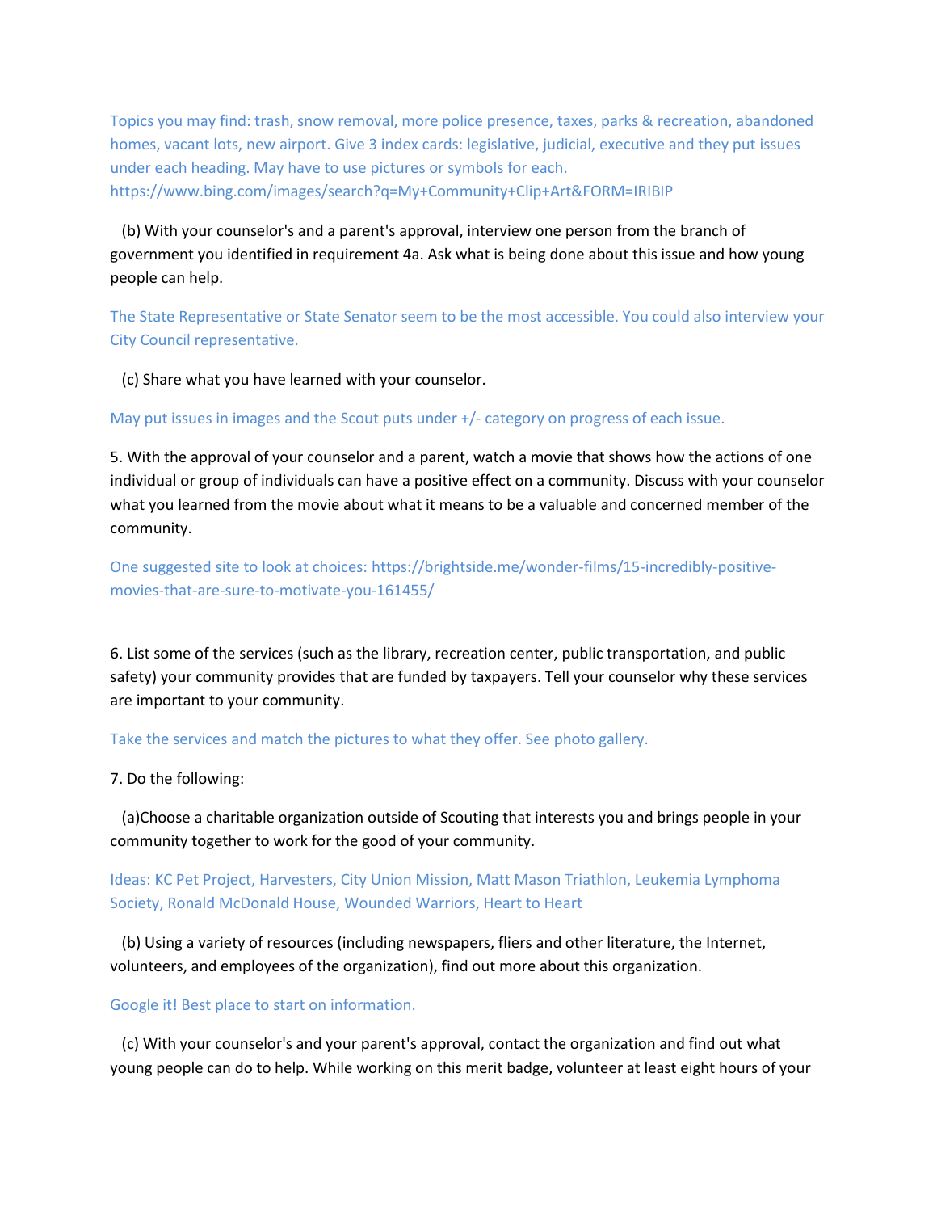Topics you may find: trash, snow removal, more police presence, taxes, parks & recreation, abandoned homes, vacant lots, new airport. Give 3 index cards: legislative, judicial, executive and they put issues under each heading. May have to use pictures or symbols for each. https://www.bing.com/images/search?q=My+Community+Clip+Art&FORM=IRIBIP

(b) With your counselor's and a parent's approval, interview one person from the branch of government you identified in requirement 4a. Ask what is being done about this issue and how young people can help.

The State Representative or State Senator seem to be the most accessible. You could also interview your City Council representative.

(c) Share what you have learned with your counselor.

May put issues in images and the Scout puts under +/- category on progress of each issue.

5. With the approval of your counselor and a parent, watch a movie that shows how the actions of one individual or group of individuals can have a positive effect on a community. Discuss with your counselor what you learned from the movie about what it means to be a valuable and concerned member of the community.

One suggested site to look at choices: https://brightside.me/wonder-films/15-incredibly-positive-movies-that-are-sure-to-motivate-you-161455/

6. List some of the services (such as the library, recreation center, public transportation, and public safety) your community provides that are funded by taxpayers. Tell your counselor why these services are important to your community.

Take the services and match the pictures to what they offer. See photo gallery.

7. Do the following:

(a)Choose a charitable organization outside of Scouting that interests you and brings people in your community together to work for the good of your community.

Ideas: KC Pet Project, Harvesters, City Union Mission, Matt Mason Triathlon, Leukemia Lymphoma Society, Ronald McDonald House, Wounded Warriors, Heart to Heart

(b) Using a variety of resources (including newspapers, fliers and other literature, the Internet, volunteers, and employees of the organization), find out more about this organization.

Google it! Best place to start on information.

(c) With your counselor's and your parent's approval, contact the organization and find out what young people can do to help. While working on this merit badge, volunteer at least eight hours of your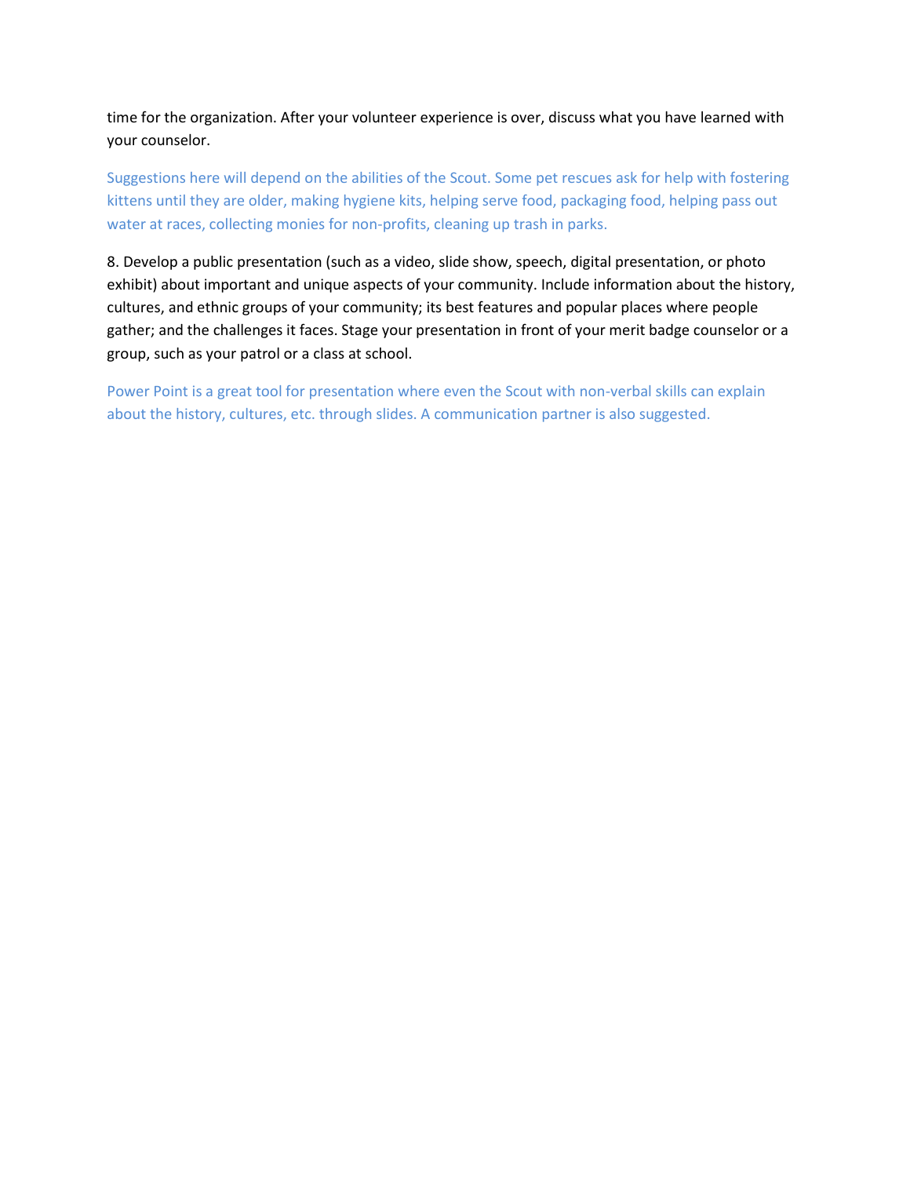time for the organization. After your volunteer experience is over, discuss what you have learned with your counselor.

Suggestions here will depend on the abilities of the Scout. Some pet rescues ask for help with fostering kittens until they are older, making hygiene kits, helping serve food, packaging food, helping pass out water at races, collecting monies for non-profits, cleaning up trash in parks.

8. Develop a public presentation (such as a video, slide show, speech, digital presentation, or photo exhibit) about important and unique aspects of your community. Include information about the history, cultures, and ethnic groups of your community; its best features and popular places where people gather; and the challenges it faces. Stage your presentation in front of your merit badge counselor or a group, such as your patrol or a class at school.

Power Point is a great tool for presentation where even the Scout with non-verbal skills can explain about the history, cultures, etc. through slides. A communication partner is also suggested.